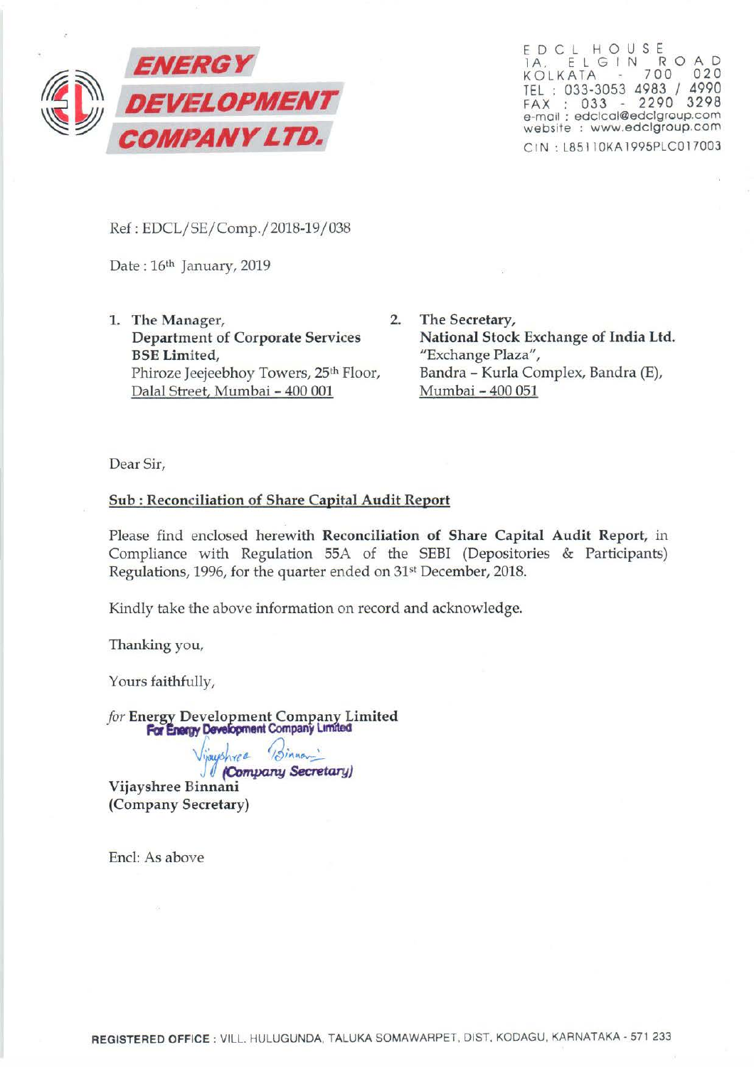**ENERGY DEVELOPMENT COMPANY LTD.**

EDCL HOUSE
1A, ELGIN ROAD
KOLKATA - 700 020
TEL : 033-3053 4983 / 4990
FAX : 033 - 2290 3298
e-mail : edclcal@edclgroup.com
website : www.edclgroup.com
CIN : L85110KA1995PLC017003

Ref : EDCL/SE/Comp./2018-19/038

Date : 16th January, 2019

1. **The Manager,**
   **Department of Corporate Services**
   **BSE Limited,**
   Phiroze Jeejeebhoy Towers, 25th Floor,
   Dalal Street, Mumbai – 400 001

2. **The Secretary,**
   **National Stock Exchange of India Ltd.**
   "Exchange Plaza",
   Bandra – Kurla Complex, Bandra (E),
   Mumbai – 400 051

Dear Sir,

**Sub : Reconciliation of Share Capital Audit Report**

Please find enclosed herewith **Reconciliation of Share Capital Audit Report,** in Compliance with Regulation 55A of the SEBI (Depositories & Participants) Regulations, 1996, for the quarter ended on 31st December, 2018.

Kindly take the above information on record and acknowledge.

Thanking you,

Yours faithfully,

*for* **Energy Development Company Limited**

For Energy Development Company Limited
(Company Secretary)

**Vijayshree Binnani**
**(Company Secretary)**

Encl: As above

**REGISTERED OFFICE** : VILL. HULUGUNDA, TALUKA SOMAWARPET, DIST. KODAGU, KARNATAKA - 571 233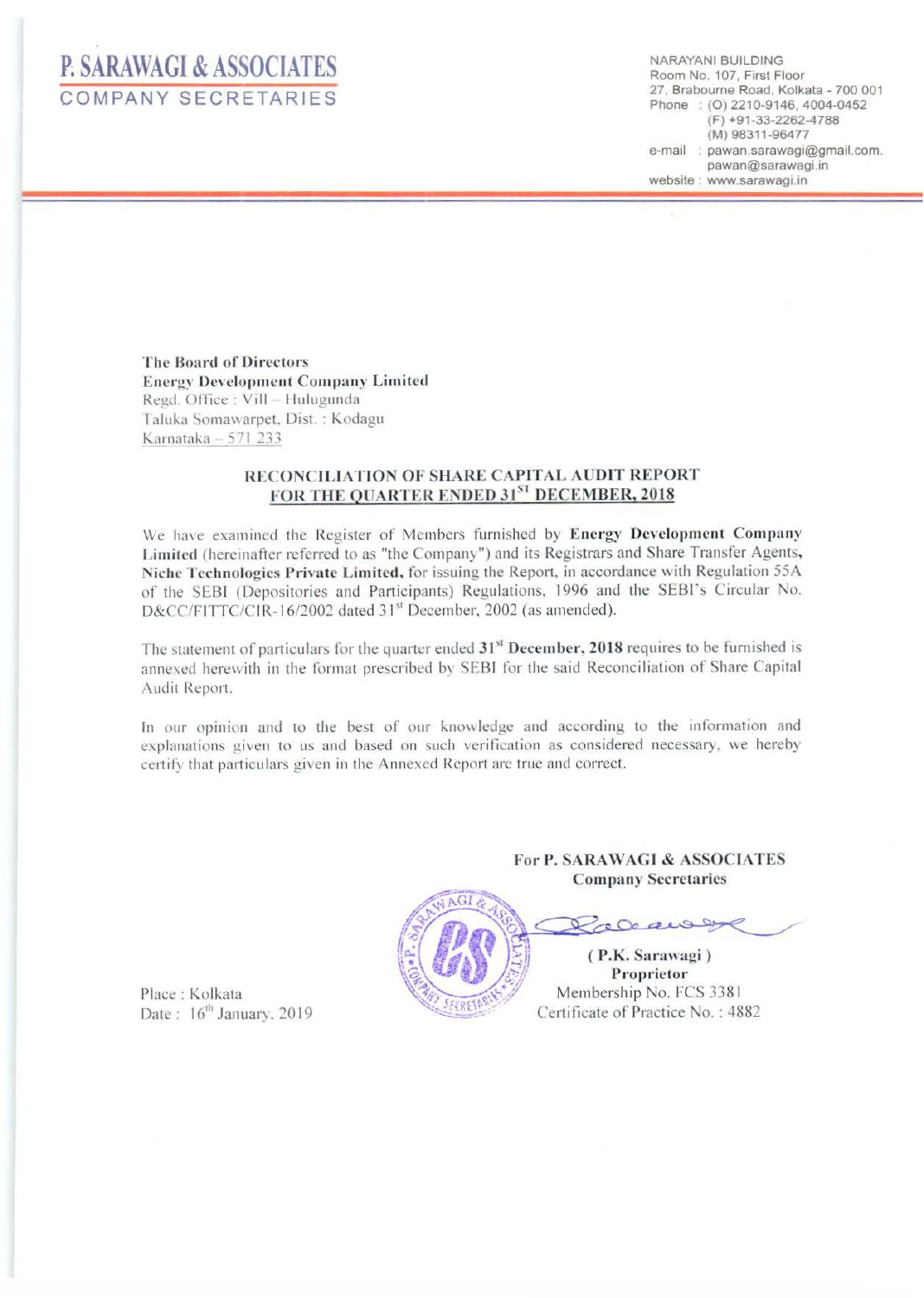# P. SARAWAGI & ASSOCIATES

COMPANY SECRETARIES

NARAYANI BUILDING
Room No. 107, First Floor
27, Brabourne Road, Kolkata - 700 001
Phone : (O) 2210-9146, 4004-0452
(F) +91-33-2262-4788
(M) 98311-96477
e-mail : pawan.sarawagi@gmail.com.
pawan@sarawagi.in
website : www.sarawagi.in

**The Board of Directors**
**Energy Development Company Limited**
Regd. Office : Vill – Hulugunda
Taluka Somawarpet, Dist. : Kodagu
Karnataka – 571 233

## RECONCILIATION OF SHARE CAPITAL AUDIT REPORT FOR THE QUARTER ENDED 31ST DECEMBER, 2018

We have examined the Register of Members furnished by **Energy Development Company Limited** (hereinafter referred to as "the Company") and its Registrars and Share Transfer Agents, **Niche Technologies Private Limited**, for issuing the Report, in accordance with Regulation 55A of the SEBI (Depositories and Participants) Regulations, 1996 and the SEBI's Circular No. D&CC/FITTC/CIR-16/2002 dated 31st December, 2002 (as amended).

The statement of particulars for the quarter ended **31st December, 2018** requires to be furnished is annexed herewith in the format prescribed by SEBI for the said Reconciliation of Share Capital Audit Report.

In our opinion and to the best of our knowledge and according to the information and explanations given to us and based on such verification as considered necessary, we hereby certify that particulars given in the Annexed Report are true and correct.

**For P. SARAWAGI & ASSOCIATES**
**Company Secretaries**

**( P.K. Sarawagi )**
**Proprietor**
Membership No. FCS 3381
Certificate of Practice No. : 4882

Place : Kolkata
Date : 16th January, 2019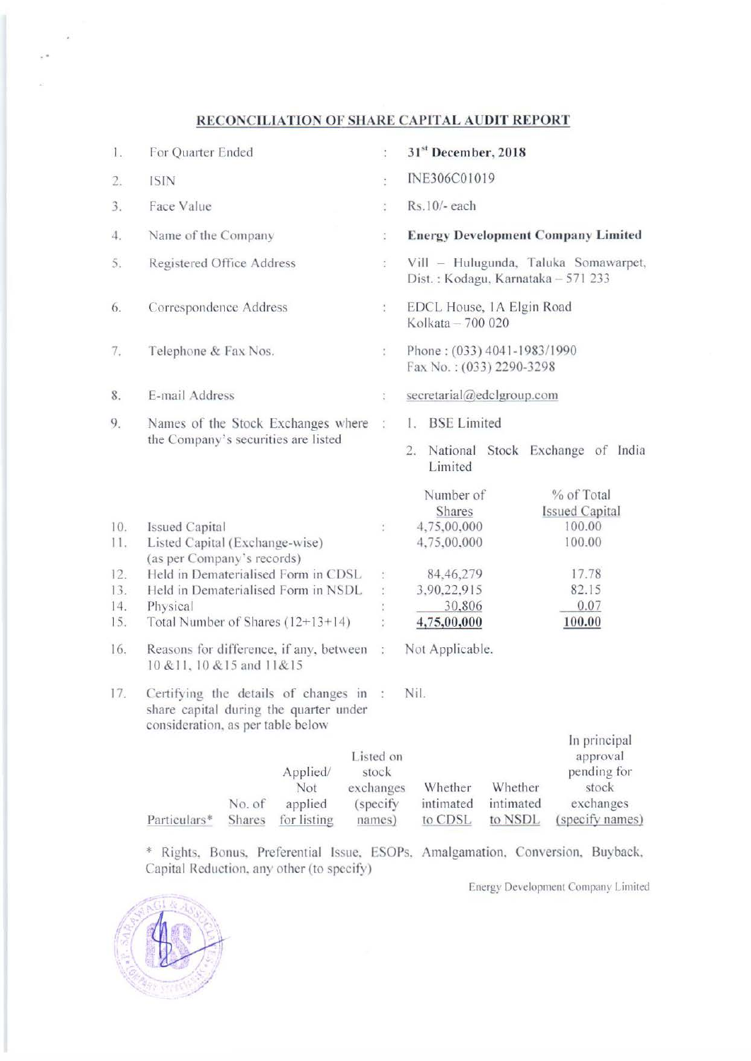## RECONCILIATION OF SHARE CAPITAL AUDIT REPORT

| | | | | |
|---|---|---|---|---|
| 1. | For Quarter Ended | : | **31st December, 2018** | |
| 2. | ISIN | : | INE306C01019 | |
| 3. | Face Value | : | Rs.10/- each | |
| 4. | Name of the Company | : | **Energy Development Company Limited** | |
| 5. | Registered Office Address | : | Vill – Hulugunda, Taluka Somawarpet, Dist. : Kodagu, Karnataka – 571 233 | |
| 6. | Correspondence Address | : | EDCL House, 1A Elgin Road Kolkata – 700 020 | |
| 7. | Telephone & Fax Nos. | : | Phone : (033) 4041-1983/1990 Fax No. : (033) 2290-3298 | |
| 8. | E-mail Address | : | secretarial@edclgroup.com | |
| 9. | Names of the Stock Exchanges where the Company's securities are listed | : | 1. BSE Limited<br>2. National Stock Exchange of India Limited | |
| | | | Number of Shares | % of Total Issued Capital |
| 10. | Issued Capital | : | 4,75,00,000 | 100.00 |
| 11. | Listed Capital (Exchange-wise) (as per Company's records) | | 4,75,00,000 | 100.00 |
| 12. | Held in Dematerialised Form in CDSL | : | 84,46,279 | 17.78 |
| 13. | Held in Dematerialised Form in NSDL | : | 3,90,22,915 | 82.15 |
| 14. | Physical | : | 30,806 | 0.07 |
| 15. | Total Number of Shares (12+13+14) | : | **4,75,00,000** | **100.00** |
| 16. | Reasons for difference, if any, between 10 &11, 10 &15 and 11&15 | : | Not Applicable. | |
| 17. | Certifying the details of changes in share capital during the quarter under consideration, as per table below | : | Nil. | |

| Particulars* | No. of Shares | Applied/ Not applied for listing | Listed on stock exchanges (specify names) | Whether intimated to CDSL | Whether intimated to NSDL | In principal approval pending for stock exchanges (specify names) |
|---|---|---|---|---|---|---|

* Rights, Bonus, Preferential Issue, ESOPs, Amalgamation, Conversion, Buyback, Capital Reduction, any other (to specify)

Energy Development Company Limited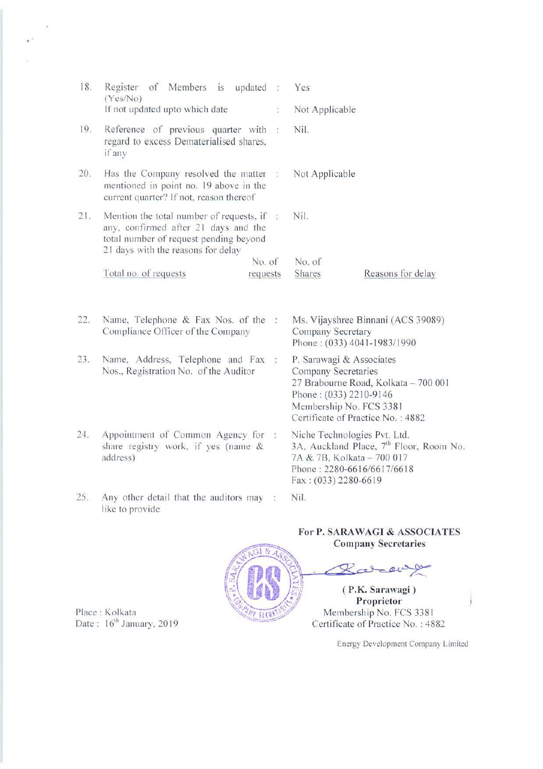18. Register of Members is updated (Yes/No) : Yes

If not updated upto which date : Not Applicable

19. Reference of previous quarter with regard to excess Dematerialised shares, if any : Nil.

20. Has the Company resolved the matter mentioned in point no. 19 above in the current quarter? If not, reason thereof : Not Applicable

21. Mention the total number of requests, if any, confirmed after 21 days and the total number of request pending beyond 21 days with the reasons for delay : Nil.

| Total no. of requests | No. of requests | No. of Shares | Reasons for delay |
|---|---|---|---|

22. Name, Telephone & Fax Nos. of the Compliance Officer of the Company : Ms. Vijayshree Binnani (ACS 39089)
Company Secretary
Phone : (033) 4041-1983/1990

23. Name, Address, Telephone and Fax Nos., Registration No. of the Auditor : P. Sarawagi & Associates
Company Secretaries
27 Brabourne Road, Kolkata – 700 001
Phone : (033) 2210-9146
Membership No. FCS 3381
Certificate of Practice No. : 4882

24. Appointment of Common Agency for share registry work, if yes (name & address) : Niche Technologies Pvt. Ltd.
3A, Auckland Place, 7th Floor, Room No. 7A & 7B, Kolkata – 700 017
Phone : 2280-6616/6617/6618
Fax : (033) 2280-6619

25. Any other detail that the auditors may like to provide : Nil.

**For P. SARAWAGI & ASSOCIATES**
**Company Secretaries**

**( P.K. Sarawagi )**
**Proprietor**
Membership No. FCS 3381
Certificate of Practice No. : 4882

Place : Kolkata
Date : 16th January, 2019

Energy Development Company Limited